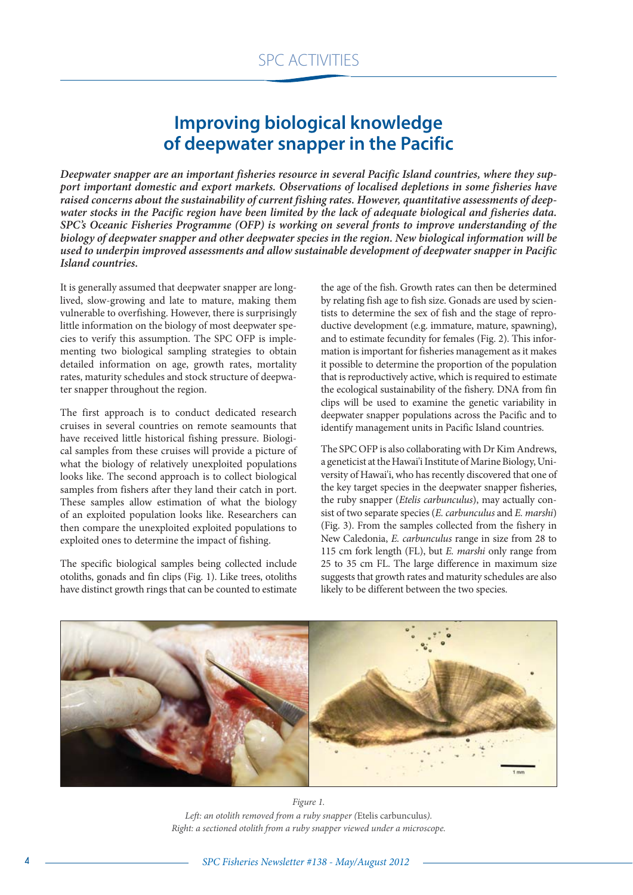# Improving biological knowledge of deepwater snapper in the Pacific

***Deepwater snapper are an important fisheries resource in several Pacific Island countries, where they support important domestic and export markets. Observations of localised depletions in some fisheries have raised concerns about the sustainability of current fishing rates. However, quantitative assessments of deepwater stocks in the Pacific region have been limited by the lack of adequate biological and fisheries data. SPC's Oceanic Fisheries Programme (OFP) is working on several fronts to improve understanding of the biology of deepwater snapper and other deepwater species in the region. New biological information will be used to underpin improved assessments and allow sustainable development of deepwater snapper in Pacific Island countries.***

It is generally assumed that deepwater snapper are long-lived, slow-growing and late to mature, making them vulnerable to overfishing. However, there is surprisingly little information on the biology of most deepwater species to verify this assumption. The SPC OFP is implementing two biological sampling strategies to obtain detailed information on age, growth rates, mortality rates, maturity schedules and stock structure of deepwater snapper throughout the region.

The first approach is to conduct dedicated research cruises in several countries on remote seamounts that have received little historical fishing pressure. Biological samples from these cruises will provide a picture of what the biology of relatively unexploited populations looks like. The second approach is to collect biological samples from fishers after they land their catch in port. These samples allow estimation of what the biology of an exploited population looks like. Researchers can then compare the unexploited exploited populations to exploited ones to determine the impact of fishing.

The specific biological samples being collected include otoliths, gonads and fin clips (Fig. 1). Like trees, otoliths have distinct growth rings that can be counted to estimate the age of the fish. Growth rates can then be determined by relating fish age to fish size. Gonads are used by scientists to determine the sex of fish and the stage of reproductive development (e.g. immature, mature, spawning), and to estimate fecundity for females (Fig. 2). This information is important for fisheries management as it makes it possible to determine the proportion of the population that is reproductively active, which is required to estimate the ecological sustainability of the fishery. DNA from fin clips will be used to examine the genetic variability in deepwater snapper populations across the Pacific and to identify management units in Pacific Island countries.

The SPC OFP is also collaborating with Dr Kim Andrews, a geneticist at the Hawai'i Institute of Marine Biology, University of Hawai'i, who has recently discovered that one of the key target species in the deepwater snapper fisheries, the ruby snapper (*Etelis carbunculus*), may actually consist of two separate species (*E. carbunculus* and *E. marshi*) (Fig. 3). From the samples collected from the fishery in New Caledonia, *E. carbunculus* range in size from 28 to 115 cm fork length (FL), but *E. marshi* only range from 25 to 35 cm FL. The large difference in maximum size suggests that growth rates and maturity schedules are also likely to be different between the two species.

*Figure 1.*
*Left: an otolith removed from a ruby snapper (*Etelis carbunculus*).*
*Right: a sectioned otolith from a ruby snapper viewed under a microscope.*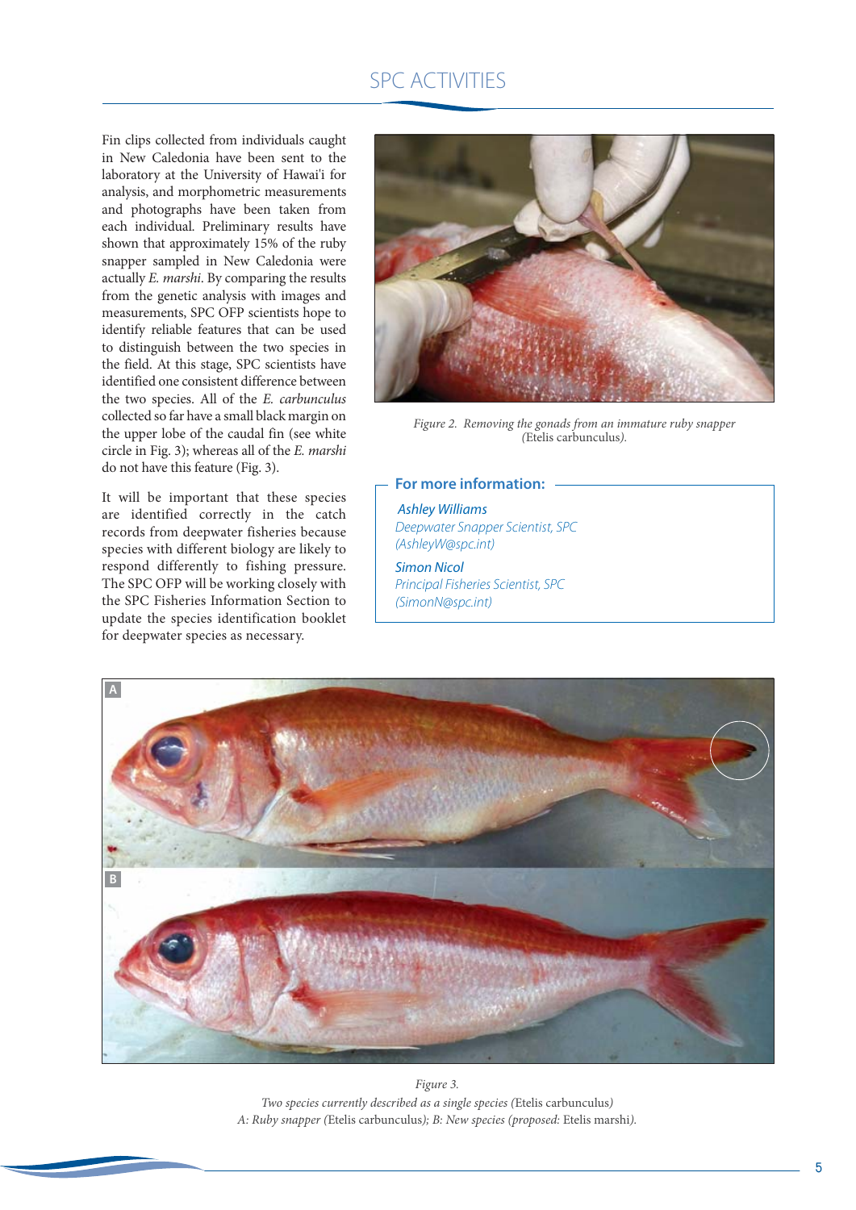Fin clips collected from individuals caught in New Caledonia have been sent to the laboratory at the University of Hawai'i for analysis, and morphometric measurements and photographs have been taken from each individual. Preliminary results have shown that approximately 15% of the ruby snapper sampled in New Caledonia were actually *E. marshi*. By comparing the results from the genetic analysis with images and measurements, SPC OFP scientists hope to identify reliable features that can be used to distinguish between the two species in the field. At this stage, SPC scientists have identified one consistent difference between the two species. All of the *E. carbunculus* collected so far have a small black margin on the upper lobe of the caudal fin (see white circle in Fig. 3); whereas all of the *E. marshi* do not have this feature (Fig. 3).

It will be important that these species are identified correctly in the catch records from deepwater fisheries because species with different biology are likely to respond differently to fishing pressure. The SPC OFP will be working closely with the SPC Fisheries Information Section to update the species identification booklet for deepwater species as necessary.

*Figure 2. Removing the gonads from an immature ruby snapper (*Etelis carbunculus*).*

**For more information:**

*Ashley Williams*
*Deepwater Snapper Scientist, SPC*
*(AshleyW@spc.int)*

*Simon Nicol*
*Principal Fisheries Scientist, SPC*
*(SimonN@spc.int)*

*Figure 3.*
*Two species currently described as a single species (*Etelis carbunculus*)*
*A: Ruby snapper (*Etelis carbunculus*); B: New species (proposed:* Etelis marshi*).*